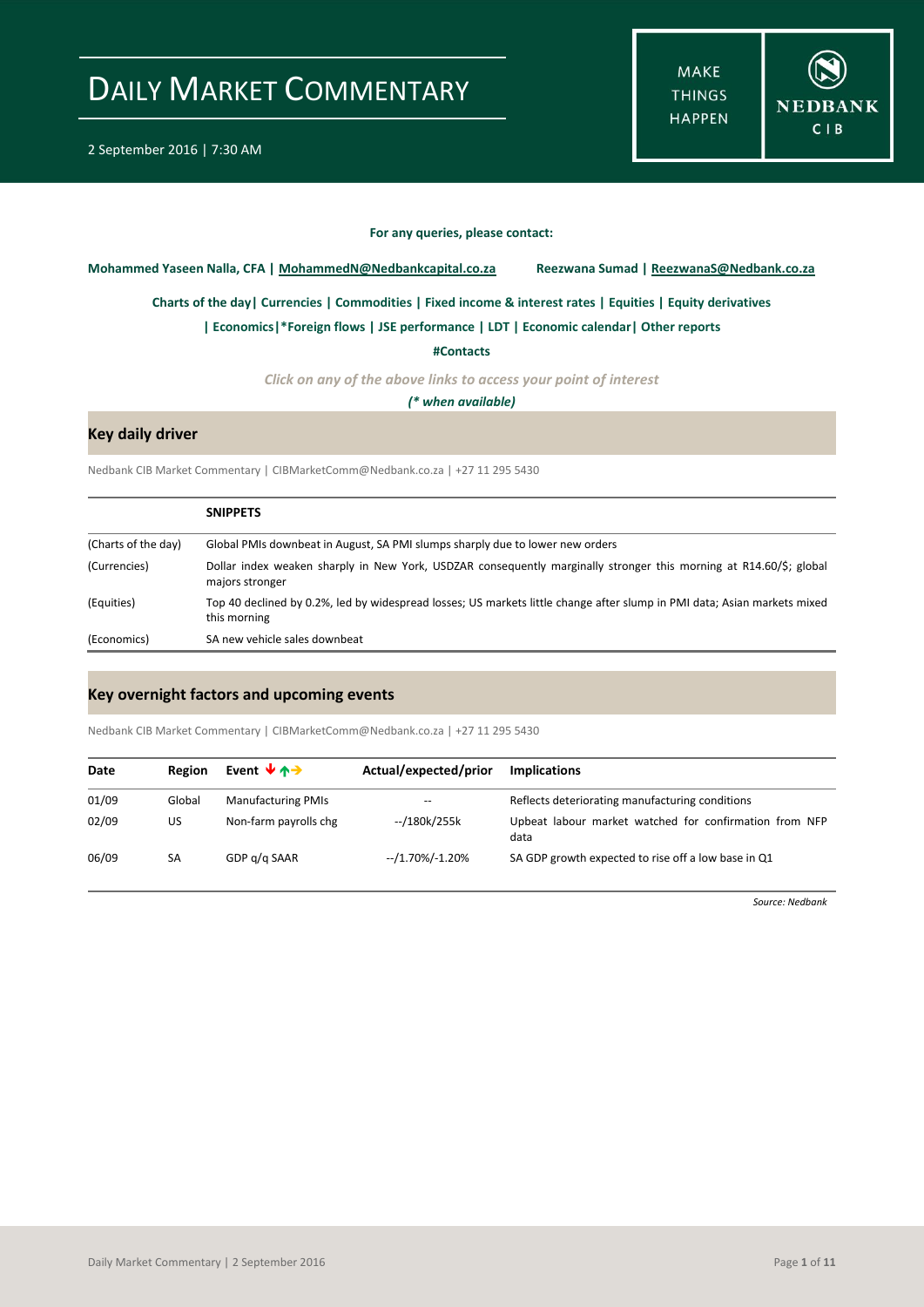# DAILY MARKET COMMENTARY

2 September 2016 | 7:30 AM

MAKE THINGS HAPPEN

NEDBANK CIB

**For any queries, please contact:**

**Mohammed Yaseen Nalla, CFA | MohammedN@Nedbankcapital.co.za** **Reezwana Sumad | ReezwanaS@Nedbank.co.za**

**Charts of the day| Currencies | Commodities | Fixed income & interest rates | Equities | Equity derivatives**

**| Economics|*Foreign flows | JSE performance | LDT | Economic calendar| Other reports**

**#Contacts**

*Click on any of the above links to access your point of interest*

***(* when available)***

## Key daily driver

Nedbank CIB Market Commentary | CIBMarketComm@Nedbank.co.za | +27 11 295 5430

| | **SNIPPETS** |
|---|---|
| (Charts of the day) | Global PMIs downbeat in August, SA PMI slumps sharply due to lower new orders |
| (Currencies) | Dollar index weaken sharply in New York, USDZAR consequently marginally stronger this morning at R14.60/$; global majors stronger |
| (Equities) | Top 40 declined by 0.2%, led by widespread losses; US markets little change after slump in PMI data; Asian markets mixed this morning |
| (Economics) | SA new vehicle sales downbeat |

## Key overnight factors and upcoming events

Nedbank CIB Market Commentary | CIBMarketComm@Nedbank.co.za | +27 11 295 5430

| **Date** | **Region** | **Event** | **Actual/expected/prior** | **Implications** |
|---|---|---|---|---|
| 01/09 | Global | Manufacturing PMIs | -- | Reflects deteriorating manufacturing conditions |
| 02/09 | US | Non-farm payrolls chg | --/180k/255k | Upbeat labour market watched for confirmation from NFP data |
| 06/09 | SA | GDP q/q SAAR | --/1.70%/-1.20% | SA GDP growth expected to rise off a low base in Q1 |

*Source: Nedbank*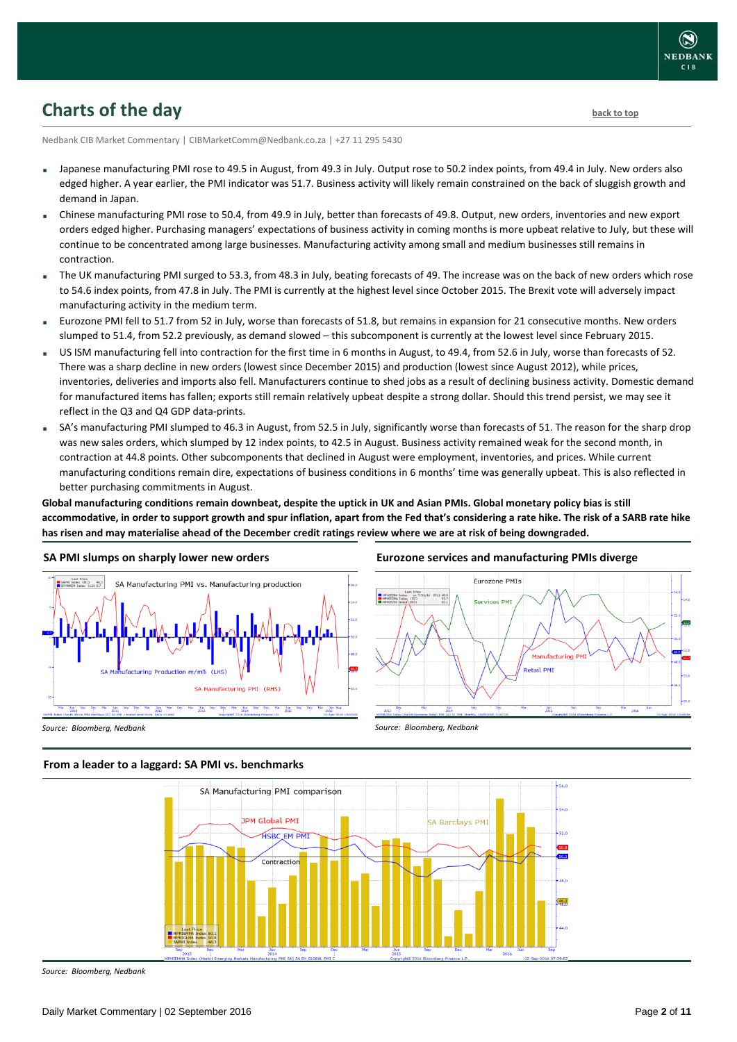# Charts of the day

back to top

Nedbank CIB Market Commentary | CIBMarketComm@Nedbank.co.za | +27 11 295 5430

- Japanese manufacturing PMI rose to 49.5 in August, from 49.3 in July. Output rose to 50.2 index points, from 49.4 in July. New orders also edged higher. A year earlier, the PMI indicator was 51.7. Business activity will likely remain constrained on the back of sluggish growth and demand in Japan.
- Chinese manufacturing PMI rose to 50.4, from 49.9 in July, better than forecasts of 49.8. Output, new orders, inventories and new export orders edged higher. Purchasing managers' expectations of business activity in coming months is more upbeat relative to July, but these will continue to be concentrated among large businesses. Manufacturing activity among small and medium businesses still remains in contraction.
- The UK manufacturing PMI surged to 53.3, from 48.3 in July, beating forecasts of 49. The increase was on the back of new orders which rose to 54.6 index points, from 47.8 in July. The PMI is currently at the highest level since October 2015. The Brexit vote will adversely impact manufacturing activity in the medium term.
- Eurozone PMI fell to 51.7 from 52 in July, worse than forecasts of 51.8, but remains in expansion for 21 consecutive months. New orders slumped to 51.4, from 52.2 previously, as demand slowed – this subcomponent is currently at the lowest level since February 2015.
- US ISM manufacturing fell into contraction for the first time in 6 months in August, to 49.4, from 52.6 in July, worse than forecasts of 52. There was a sharp decline in new orders (lowest since December 2015) and production (lowest since August 2012), while prices, inventories, deliveries and imports also fell. Manufacturers continue to shed jobs as a result of declining business activity. Domestic demand for manufactured items has fallen; exports still remain relatively upbeat despite a strong dollar. Should this trend persist, we may see it reflect in the Q3 and Q4 GDP data-prints.
- SA's manufacturing PMI slumped to 46.3 in August, from 52.5 in July, significantly worse than forecasts of 51. The reason for the sharp drop was new sales orders, which slumped by 12 index points, to 42.5 in August. Business activity remained weak for the second month, in contraction at 44.8 points. Other subcomponents that declined in August were employment, inventories, and prices. While current manufacturing conditions remain dire, expectations of business conditions in 6 months' time was generally upbeat. This is also reflected in better purchasing commitments in August.

**Global manufacturing conditions remain downbeat, despite the uptick in UK and Asian PMIs. Global monetary policy bias is still accommodative, in order to support growth and spur inflation, apart from the Fed that's considering a rate hike. The risk of a SARB rate hike has risen and may materialise ahead of the December credit ratings review where we are at risk of being downgraded.**

### SA PMI slumps on sharply lower new orders

SA Manufacturing PMI vs. Manufacturing production

SA Manufacturing Production m/m% (LHS)

SA Manufacturing PMI (RHS)

*Source: Bloomberg, Nedbank*

### Eurozone services and manufacturing PMIs diverge

Eurozone PMIs

Services PMI

Manufacturing PMI

Retail PMI

*Source: Bloomberg, Nedbank*

### From a leader to a laggard: SA PMI vs. benchmarks

SA Manufacturing PMI comparison

JPM Global PMI

HSBC EM PMI

SA Barclays PMI

Contraction

*Source: Bloomberg, Nedbank*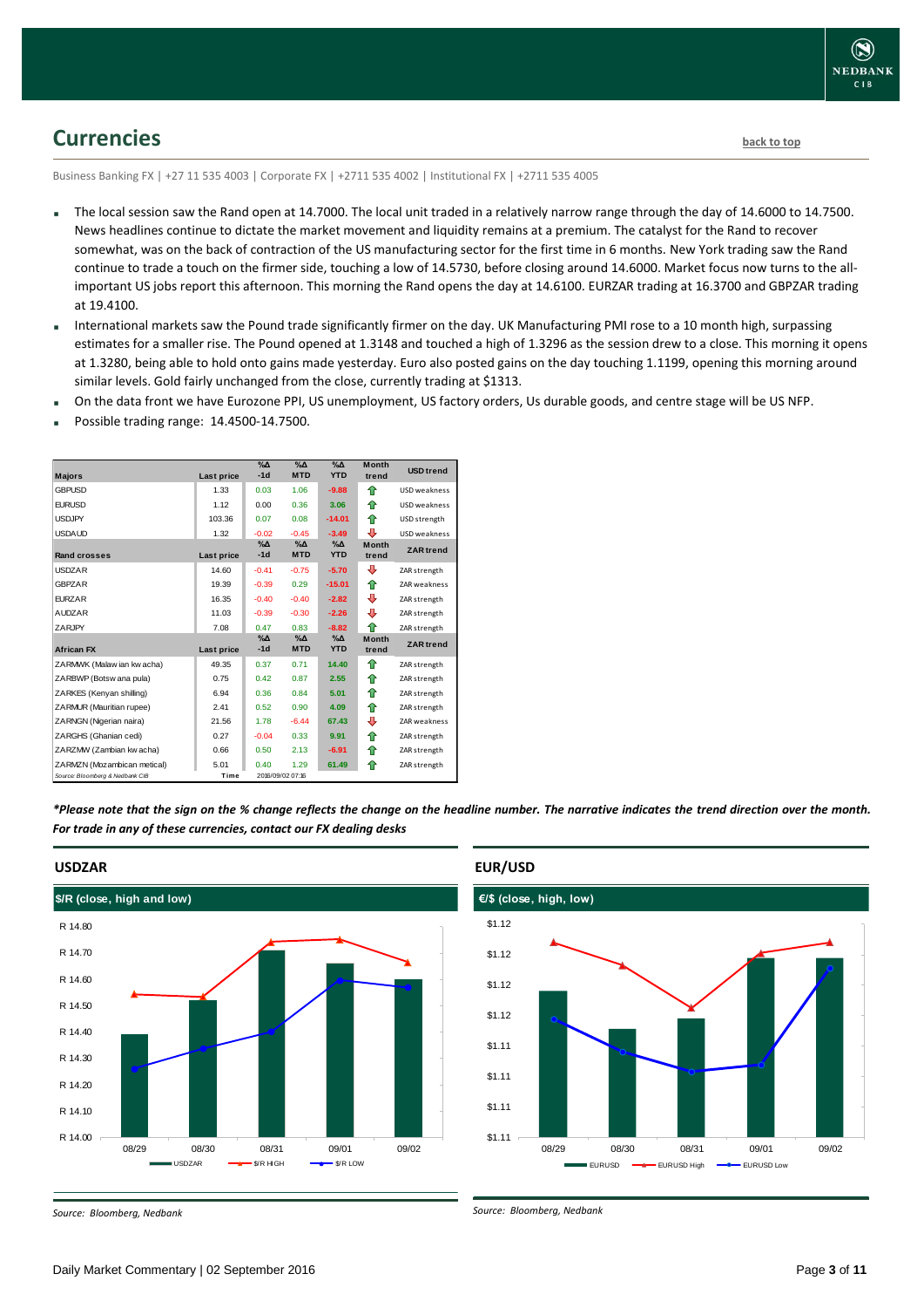## Currencies

back to top

Business Banking FX | +27 11 535 4003 | Corporate FX | +2711 535 4002 | Institutional FX | +2711 535 4005

- The local session saw the Rand open at 14.7000. The local unit traded in a relatively narrow range through the day of 14.6000 to 14.7500. News headlines continue to dictate the market movement and liquidity remains at a premium. The catalyst for the Rand to recover somewhat, was on the back of contraction of the US manufacturing sector for the first time in 6 months. New York trading saw the Rand continue to trade a touch on the firmer side, touching a low of 14.5730, before closing around 14.6000. Market focus now turns to the all-important US jobs report this afternoon. This morning the Rand opens the day at 14.6100. EURZAR trading at 16.3700 and GBPZAR trading at 19.4100.
- International markets saw the Pound trade significantly firmer on the day. UK Manufacturing PMI rose to a 10 month high, surpassing estimates for a smaller rise. The Pound opened at 1.3148 and touched a high of 1.3296 as the session drew to a close. This morning it opens at 1.3280, being able to hold onto gains made yesterday. Euro also posted gains on the day touching 1.1199, opening this morning around similar levels. Gold fairly unchanged from the close, currently trading at $1313.
- On the data front we have Eurozone PPI, US unemployment, US factory orders, Us durable goods, and centre stage will be US NFP.
- Possible trading range: 14.4500-14.7500.

| Majors | Last price | %Δ -1d | %Δ MTD | %Δ YTD | Month trend | USD trend |
|---|---|---|---|---|---|---|
| GBPUSD | 1.33 | 0.03 | 1.06 | -9.88 | ⇧ | USD weakness |
| EURUSD | 1.12 | 0.00 | 0.36 | 3.06 | ⇧ | USD weakness |
| USDJPY | 103.36 | 0.07 | 0.08 | -14.01 | ⇧ | USD strength |
| USDAUD | 1.32 | -0.02 | -0.45 | -3.49 | ⇩ | USD weakness |
| **Rand crosses** | **Last price** | **%Δ -1d** | **%Δ MTD** | **%Δ YTD** | **Month trend** | **ZAR trend** |
| USDZAR | 14.60 | -0.41 | -0.75 | -5.70 | ⇩ | ZAR strength |
| GBPZAR | 19.39 | -0.39 | 0.29 | -15.01 | ⇧ | ZAR weakness |
| EURZAR | 16.35 | -0.40 | -0.40 | -2.82 | ⇩ | ZAR strength |
| AUDZAR | 11.03 | -0.39 | -0.30 | -2.26 | ⇩ | ZAR strength |
| ZARJPY | 7.08 | 0.47 | 0.83 | -8.82 | ⇧ | ZAR strength |
| **African FX** | **Last price** | **%Δ -1d** | **%Δ MTD** | **%Δ YTD** | **Month trend** | **ZAR trend** |
| ZARMWK (Malawian kwacha) | 49.35 | 0.37 | 0.71 | 14.40 | ⇧ | ZAR strength |
| ZARBWP (Botswana pula) | 0.75 | 0.42 | 0.87 | 2.55 | ⇧ | ZAR strength |
| ZARKES (Kenyan shilling) | 6.94 | 0.36 | 0.84 | 5.01 | ⇧ | ZAR strength |
| ZARMUR (Mauritian rupee) | 2.41 | 0.52 | 0.90 | 4.09 | ⇧ | ZAR strength |
| ZARNGN (Nigerian naira) | 21.56 | 1.78 | -6.44 | 67.43 | ⇩ | ZAR weakness |
| ZARGHS (Ghanian cedi) | 0.27 | -0.04 | 0.33 | 9.91 | ⇧ | ZAR strength |
| ZARZMW (Zambian kwacha) | 0.66 | 0.50 | 2.13 | -6.91 | ⇧ | ZAR strength |
| ZARMZN (Mozambican metical) | 5.01 | 0.40 | 1.29 | 61.49 | ⇧ | ZAR strength |

Source: Bloomberg & Nedbank CIB — Time 2016/09/02 07:16

*\*Please note that the sign on the % change reflects the change on the headline number. The narrative indicates the trend direction over the month. For trade in any of these currencies, contact our FX dealing desks*

### USDZAR

$/R (close, high and low)

R 14.80
R 14.70
R 14.60
R 14.50
R 14.40
R 14.30
R 14.20
R 14.10
R 14.00

08/29 08/30 08/31 09/01 09/02

USDZAR — $/R HIGH — $/R LOW

*Source: Bloomberg, Nedbank*

### EUR/USD

€/$ (close, high, low)

$1.12
$1.12
$1.12
$1.12
$1.11
$1.11
$1.11
$1.11

08/29 08/30 08/31 09/01 09/02

EURUSD — EURUSD High — EURUSD Low

*Source: Bloomberg, Nedbank*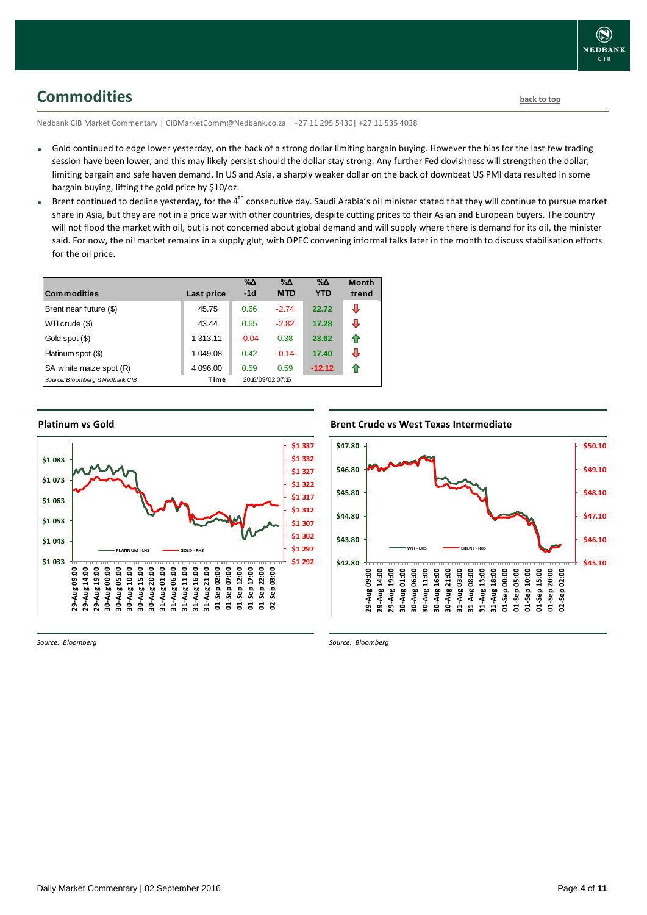## Commodities

back to top

Nedbank CIB Market Commentary | CIBMarketComm@Nedbank.co.za | +27 11 295 5430| +27 11 535 4038

- Gold continued to edge lower yesterday, on the back of a strong dollar limiting bargain buying. However the bias for the last few trading session have been lower, and this may likely persist should the dollar stay strong. Any further Fed dovishness will strengthen the dollar, limiting bargain and safe haven demand. In US and Asia, a sharply weaker dollar on the back of downbeat US PMI data resulted in some bargain buying, lifting the gold price by $10/oz.
- Brent continued to decline yesterday, for the 4th consecutive day. Saudi Arabia's oil minister stated that they will continue to pursue market share in Asia, but they are not in a price war with other countries, despite cutting prices to their Asian and European buyers. The country will not flood the market with oil, but is not concerned about global demand and will supply where there is demand for its oil, the minister said. For now, the oil market remains in a supply glut, with OPEC convening informal talks later in the month to discuss stabilisation efforts for the oil price.

| Commodities | Last price | %Δ -1d | %Δ MTD | %Δ YTD | Month trend |
|---|---|---|---|---|---|
| Brent near future ($) | 45.75 | 0.66 | -2.74 | 22.72 | ⇩ |
| WTI crude ($) | 43.44 | 0.65 | -2.82 | 17.28 | ⇩ |
| Gold spot ($) | 1 313.11 | -0.04 | 0.38 | 23.62 | ⇧ |
| Platinum spot ($) | 1 049.08 | 0.42 | -0.14 | 17.40 | ⇩ |
| SA white maize spot (R) | 4 096.00 | 0.59 | 0.59 | -12.12 | ⇧ |
| Source: Bloomberg & Nedbank CIB | Time | 2016/09/02 07:16 | | | |

### Platinum vs Gold

$1 083
$1 073
$1 063
$1 053
$1 043
$1 033

$1 337
$1 332
$1 327
$1 322
$1 317
$1 312
$1 307
$1 302
$1 297
$1 292

PLATINUM - LHS
GOLD - RHS

29-Aug 09:00, 29-Aug 14:00, 29-Aug 19:00, 30-Aug 00:00, 30-Aug 05:00, 30-Aug 10:00, 30-Aug 15:00, 30-Aug 20:00, 31-Aug 01:00, 31-Aug 06:00, 31-Aug 11:00, 31-Aug 16:00, 31-Aug 21:00, 01-Sep 02:00, 01-Sep 07:00, 01-Sep 12:00, 01-Sep 17:00, 01-Sep 22:00, 02-Sep 03:00

*Source: Bloomberg*

### Brent Crude vs West Texas Intermediate

$47.80
$46.80
$45.80
$44.80
$43.80
$42.80

$50.10
$49.10
$48.10
$47.10
$46.10
$45.10

WTI - LHS
BRENT - RHS

29-Aug 09:00, 29-Aug 14:00, 29-Aug 19:00, 30-Aug 01:00, 30-Aug 06:00, 30-Aug 11:00, 30-Aug 16:00, 30-Aug 21:00, 31-Aug 03:00, 31-Aug 08:00, 31-Aug 13:00, 31-Aug 18:00, 01-Sep 00:00, 01-Sep 05:00, 01-Sep 10:00, 01-Sep 15:00, 01-Sep 20:00, 02-Sep 02:00

*Source: Bloomberg*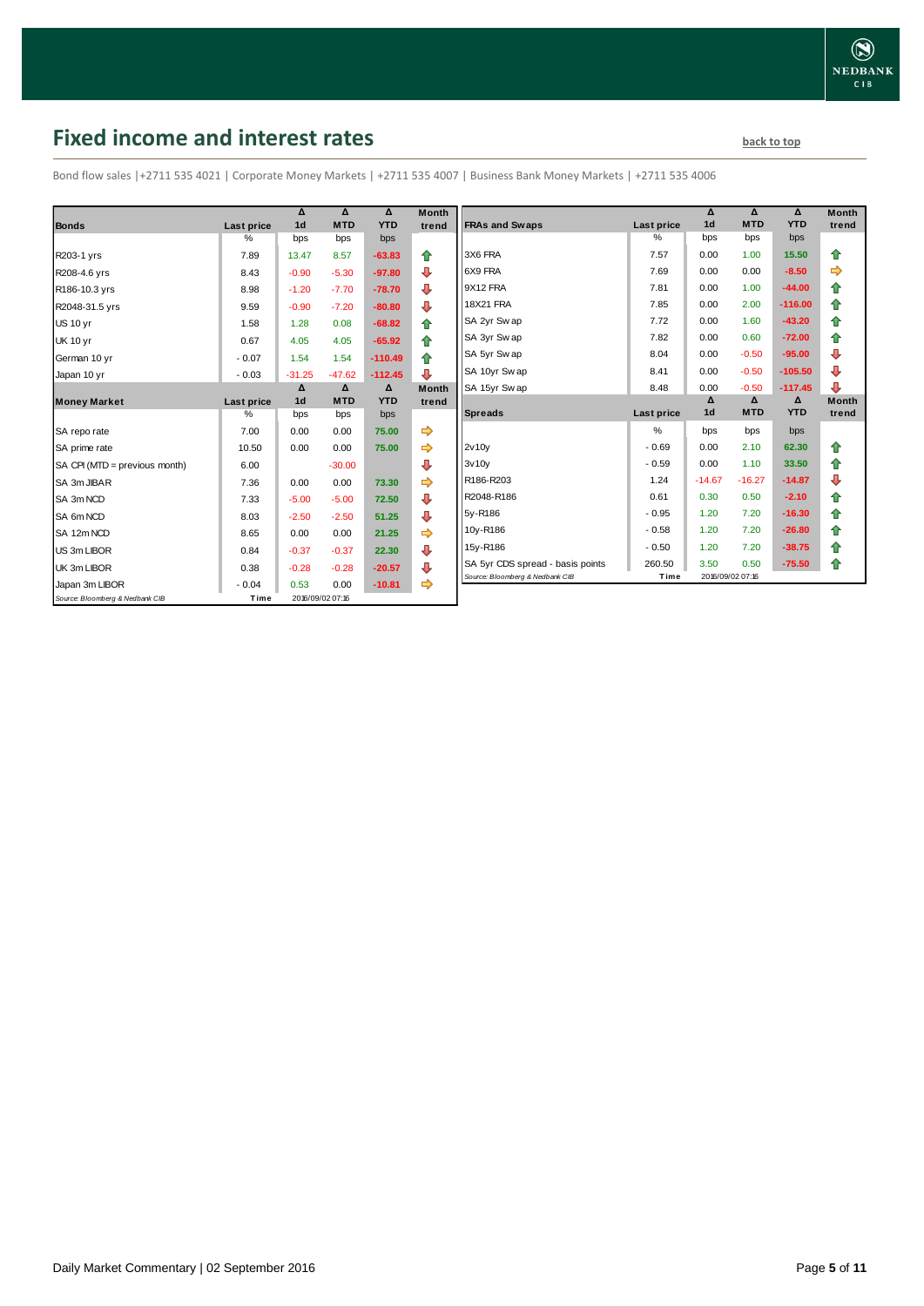## Fixed income and interest rates

back to top

Bond flow sales |+2711 535 4021 | Corporate Money Markets | +2711 535 4007 | Business Bank Money Markets | +2711 535 4006

| Bonds | Last price | Δ 1d | Δ MTD | Δ YTD | Month trend |
|---|---|---|---|---|---|
| | % | bps | bps | bps | |
| R203-1 yrs | 7.89 | 13.47 | 8.57 | -63.83 | ⇧ |
| R208-4.6 yrs | 8.43 | -0.90 | -5.30 | -97.80 | ⇩ |
| R186-10.3 yrs | 8.98 | -1.20 | -7.70 | -78.70 | ⇩ |
| R2048-31.5 yrs | 9.59 | -0.90 | -7.20 | -80.80 | ⇩ |
| US 10 yr | 1.58 | 1.28 | 0.08 | -68.82 | ⇧ |
| UK 10 yr | 0.67 | 4.05 | 4.05 | -65.92 | ⇧ |
| German 10 yr | -0.07 | 1.54 | 1.54 | -110.49 | ⇧ |
| Japan 10 yr | -0.03 | -31.25 | -47.62 | -112.45 | ⇩ |
| **Money Market** | **Last price** | **Δ 1d** | **Δ MTD** | **Δ YTD** | **Month trend** |
| | % | bps | bps | bps | |
| SA repo rate | 7.00 | 0.00 | 0.00 | 75.00 | ⇨ |
| SA prime rate | 10.50 | 0.00 | 0.00 | 75.00 | ⇨ |
| SA CPI (MTD = previous month) | 6.00 | | -30.00 | | ⇩ |
| SA 3m JIBAR | 7.36 | 0.00 | 0.00 | 73.30 | ⇨ |
| SA 3m NCD | 7.33 | -5.00 | -5.00 | 72.50 | ⇩ |
| SA 6m NCD | 8.03 | -2.50 | -2.50 | 51.25 | ⇩ |
| SA 12m NCD | 8.65 | 0.00 | 0.00 | 21.25 | ⇨ |
| US 3m LIBOR | 0.84 | -0.37 | -0.37 | 22.30 | ⇩ |
| UK 3m LIBOR | 0.38 | -0.28 | -0.28 | -20.57 | ⇩ |
| Japan 3m LIBOR | -0.04 | 0.53 | 0.00 | -10.81 | ⇨ |
| Source: Bloomberg & Nedbank CIB | Time | 2016/09/02 07:16 | | | |

| FRAs and Swaps | Last price | Δ 1d | Δ MTD | Δ YTD | Month trend |
|---|---|---|---|---|---|
| | % | bps | bps | bps | |
| 3X6 FRA | 7.57 | 0.00 | 1.00 | 15.50 | ⇧ |
| 6X9 FRA | 7.69 | 0.00 | 0.00 | -8.50 | ⇨ |
| 9X12 FRA | 7.81 | 0.00 | 1.00 | -44.00 | ⇧ |
| 18X21 FRA | 7.85 | 0.00 | 2.00 | -116.00 | ⇧ |
| SA 2yr Swap | 7.72 | 0.00 | 1.60 | -43.20 | ⇧ |
| SA 3yr Swap | 7.82 | 0.00 | 0.60 | -72.00 | ⇧ |
| SA 5yr Swap | 8.04 | 0.00 | -0.50 | -95.00 | ⇩ |
| SA 10yr Swap | 8.41 | 0.00 | -0.50 | -105.50 | ⇩ |
| SA 15yr Swap | 8.48 | 0.00 | -0.50 | -117.45 | ⇩ |
| **Spreads** | **Last price** | **Δ 1d** | **Δ MTD** | **Δ YTD** | **Month trend** |
| | % | bps | bps | bps | |
| 2v10y | -0.69 | 0.00 | 2.10 | 62.30 | ⇧ |
| 3v10y | -0.59 | 0.00 | 1.10 | 33.50 | ⇧ |
| R186-R203 | 1.24 | -14.67 | -16.27 | -14.87 | ⇩ |
| R2048-R186 | 0.61 | 0.30 | 0.50 | -2.10 | ⇧ |
| 5y-R186 | -0.95 | 1.20 | 7.20 | -16.30 | ⇧ |
| 10y-R186 | -0.58 | 1.20 | 7.20 | -26.80 | ⇧ |
| 15y-R186 | -0.50 | 1.20 | 7.20 | -38.75 | ⇧ |
| SA 5yr CDS spread - basis points | 260.50 | 3.50 | 0.50 | -75.50 | ⇧ |
| Source: Bloomberg & Nedbank CIB | Time | 2016/09/02 07:16 | | | |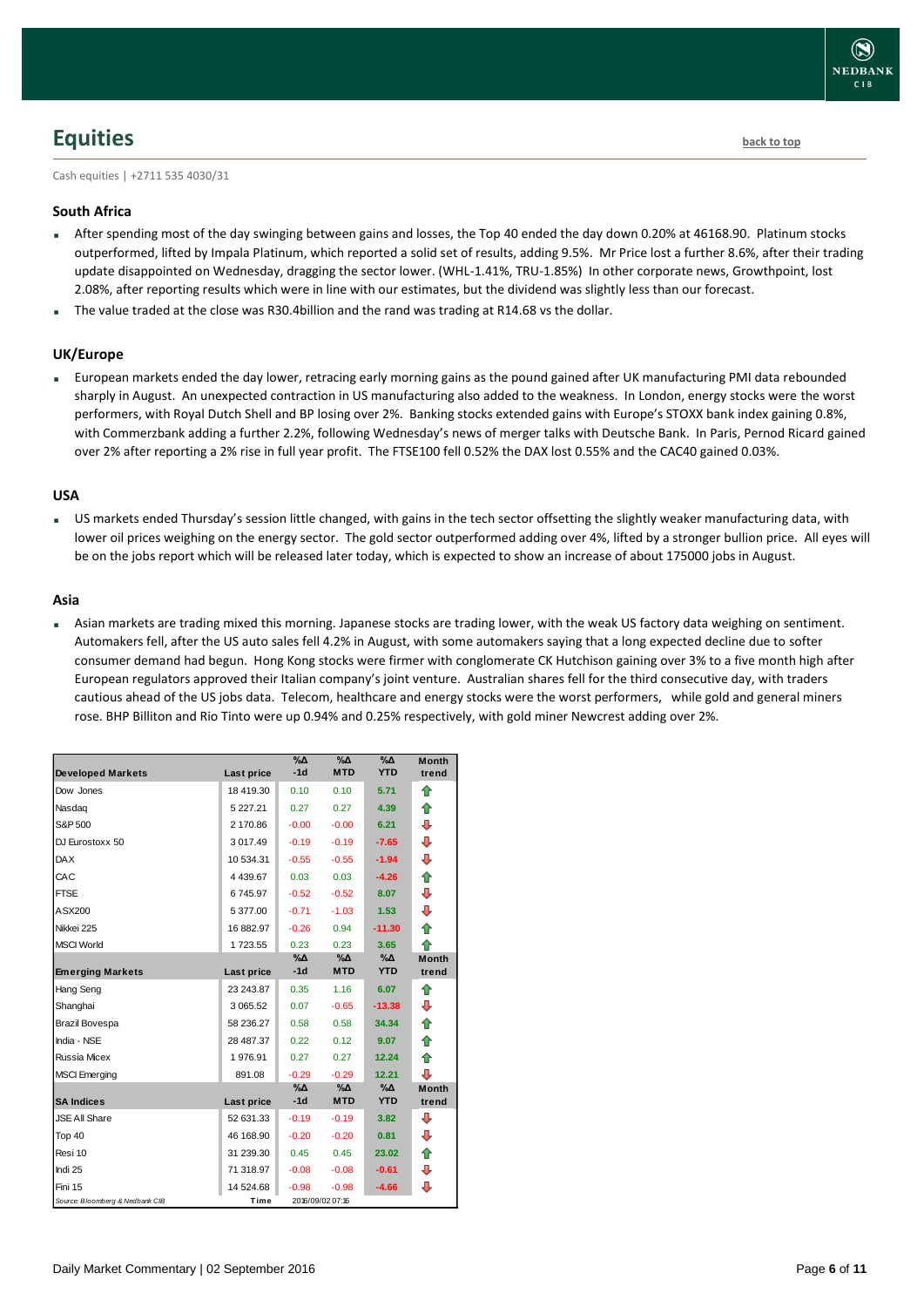## Equities

back to top

Cash equities | +2711 535 4030/31

### South Africa

- After spending most of the day swinging between gains and losses, the Top 40 ended the day down 0.20% at 46168.90. Platinum stocks outperformed, lifted by Impala Platinum, which reported a solid set of results, adding 9.5%. Mr Price lost a further 8.6%, after their trading update disappointed on Wednesday, dragging the sector lower. (WHL-1.41%, TRU-1.85%) In other corporate news, Growthpoint, lost 2.08%, after reporting results which were in line with our estimates, but the dividend was slightly less than our forecast.
- The value traded at the close was R30.4billion and the rand was trading at R14.68 vs the dollar.

### UK/Europe

- European markets ended the day lower, retracing early morning gains as the pound gained after UK manufacturing PMI data rebounded sharply in August. An unexpected contraction in US manufacturing also added to the weakness. In London, energy stocks were the worst performers, with Royal Dutch Shell and BP losing over 2%. Banking stocks extended gains with Europe's STOXX bank index gaining 0.8%, with Commerzbank adding a further 2.2%, following Wednesday's news of merger talks with Deutsche Bank. In Paris, Pernod Ricard gained over 2% after reporting a 2% rise in full year profit. The FTSE100 fell 0.52% the DAX lost 0.55% and the CAC40 gained 0.03%.

### USA

- US markets ended Thursday's session little changed, with gains in the tech sector offsetting the slightly weaker manufacturing data, with lower oil prices weighing on the energy sector. The gold sector outperformed adding over 4%, lifted by a stronger bullion price. All eyes will be on the jobs report which will be released later today, which is expected to show an increase of about 175000 jobs in August.

### Asia

- Asian markets are trading mixed this morning. Japanese stocks are trading lower, with the weak US factory data weighing on sentiment. Automakers fell, after the US auto sales fell 4.2% in August, with some automakers saying that a long expected decline due to softer consumer demand had begun. Hong Kong stocks were firmer with conglomerate CK Hutchison gaining over 3% to a five month high after European regulators approved their Italian company's joint venture. Australian shares fell for the third consecutive day, with traders cautious ahead of the US jobs data. Telecom, healthcare and energy stocks were the worst performers, while gold and general miners rose. BHP Billiton and Rio Tinto were up 0.94% and 0.25% respectively, with gold miner Newcrest adding over 2%.

| Developed Markets | Last price | %Δ -1d | %Δ MTD | %Δ YTD | Month trend |
|---|---|---|---|---|---|
| Dow Jones | 18 419.30 | 0.10 | 0.10 | 5.71 | ⇧ |
| Nasdaq | 5 227.21 | 0.27 | 0.27 | 4.39 | ⇧ |
| S&P 500 | 2 170.86 | -0.00 | -0.00 | 6.21 | ⇩ |
| DJ Eurostoxx 50 | 3 017.49 | -0.19 | -0.19 | -7.65 | ⇩ |
| DAX | 10 534.31 | -0.55 | -0.55 | -1.94 | ⇩ |
| CAC | 4 439.67 | 0.03 | 0.03 | -4.26 | ⇧ |
| FTSE | 6 745.97 | -0.52 | -0.52 | 8.07 | ⇩ |
| ASX200 | 5 377.00 | -0.71 | -1.03 | 1.53 | ⇩ |
| Nikkei 225 | 16 882.97 | -0.26 | 0.94 | -11.30 | ⇧ |
| MSCI World | 1 723.55 | 0.23 | 0.23 | 3.65 | ⇧ |
| **Emerging Markets** | **Last price** | **%Δ -1d** | **%Δ MTD** | **%Δ YTD** | **Month trend** |
| Hang Seng | 23 243.87 | 0.35 | 1.16 | 6.07 | ⇧ |
| Shanghai | 3 065.52 | 0.07 | -0.65 | -13.38 | ⇩ |
| Brazil Bovespa | 58 236.27 | 0.58 | 0.58 | 34.34 | ⇧ |
| India - NSE | 28 487.37 | 0.22 | 0.12 | 9.07 | ⇧ |
| Russia Micex | 1 976.91 | 0.27 | 0.27 | 12.24 | ⇧ |
| MSCI Emerging | 891.08 | -0.29 | -0.29 | 12.21 | ⇩ |
| **SA Indices** | **Last price** | **%Δ -1d** | **%Δ MTD** | **%Δ YTD** | **Month trend** |
| JSE All Share | 52 631.33 | -0.19 | -0.19 | 3.82 | ⇩ |
| Top 40 | 46 168.90 | -0.20 | -0.20 | 0.81 | ⇩ |
| Resi 10 | 31 239.30 | 0.45 | 0.45 | 23.02 | ⇧ |
| Indi 25 | 71 318.97 | -0.08 | -0.08 | -0.61 | ⇩ |
| Fini 15 | 14 524.68 | -0.98 | -0.98 | -4.66 | ⇩ |

Source: Bloomberg & Nedbank CIB — Time 2016/09/02 07:16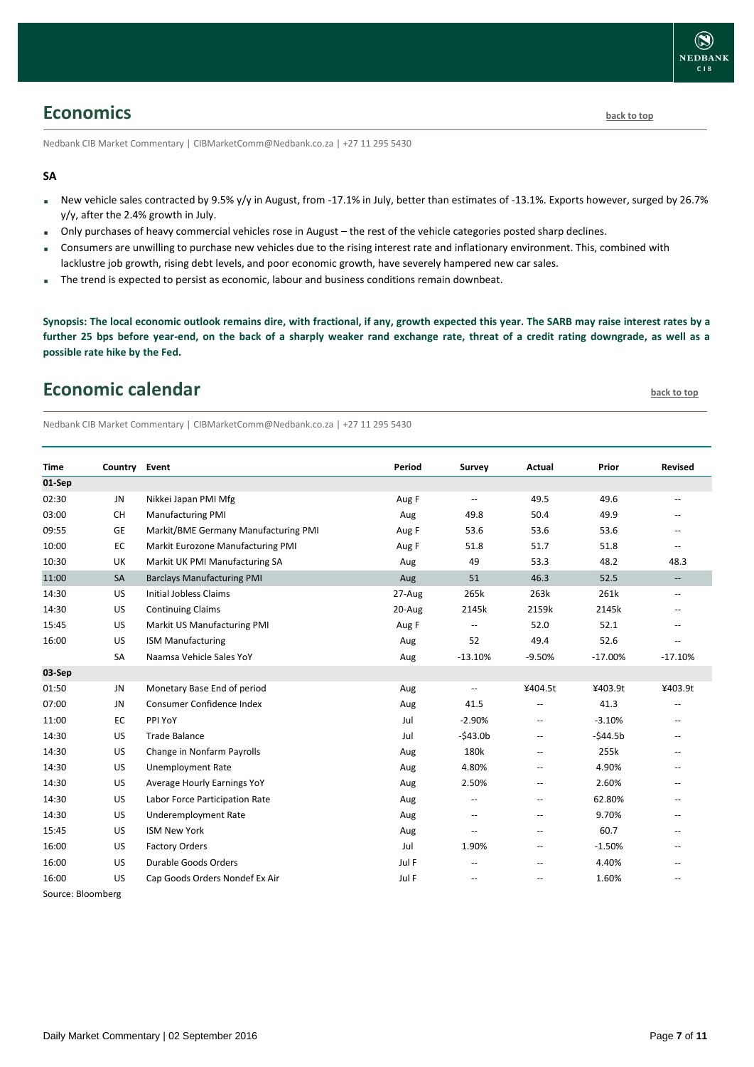## Economics

back to top

Nedbank CIB Market Commentary | CIBMarketComm@Nedbank.co.za | +27 11 295 5430

**SA**

- New vehicle sales contracted by 9.5% y/y in August, from -17.1% in July, better than estimates of -13.1%. Exports however, surged by 26.7% y/y, after the 2.4% growth in July.
- Only purchases of heavy commercial vehicles rose in August – the rest of the vehicle categories posted sharp declines.
- Consumers are unwilling to purchase new vehicles due to the rising interest rate and inflationary environment. This, combined with lacklustre job growth, rising debt levels, and poor economic growth, have severely hampered new car sales.
- The trend is expected to persist as economic, labour and business conditions remain downbeat.

**Synopsis: The local economic outlook remains dire, with fractional, if any, growth expected this year. The SARB may raise interest rates by a further 25 bps before year-end, on the back of a sharply weaker rand exchange rate, threat of a credit rating downgrade, as well as a possible rate hike by the Fed.**

## Economic calendar

back to top

Nedbank CIB Market Commentary | CIBMarketComm@Nedbank.co.za | +27 11 295 5430

| Time | Country | Event | Period | Survey | Actual | Prior | Revised |
|---|---|---|---|---|---|---|---|
| **01-Sep** | | | | | | | |
| 02:30 | JN | Nikkei Japan PMI Mfg | Aug F | -- | 49.5 | 49.6 | -- |
| 03:00 | CH | Manufacturing PMI | Aug | 49.8 | 50.4 | 49.9 | -- |
| 09:55 | GE | Markit/BME Germany Manufacturing PMI | Aug F | 53.6 | 53.6 | 53.6 | -- |
| 10:00 | EC | Markit Eurozone Manufacturing PMI | Aug F | 51.8 | 51.7 | 51.8 | -- |
| 10:30 | UK | Markit UK PMI Manufacturing SA | Aug | 49 | 53.3 | 48.2 | 48.3 |
| 11:00 | SA | Barclays Manufacturing PMI | Aug | 51 | 46.3 | 52.5 | -- |
| 14:30 | US | Initial Jobless Claims | 27-Aug | 265k | 263k | 261k | -- |
| 14:30 | US | Continuing Claims | 20-Aug | 2145k | 2159k | 2145k | -- |
| 15:45 | US | Markit US Manufacturing PMI | Aug F | -- | 52.0 | 52.1 | -- |
| 16:00 | US | ISM Manufacturing | Aug | 52 | 49.4 | 52.6 | -- |
| | SA | Naamsa Vehicle Sales YoY | Aug | -13.10% | -9.50% | -17.00% | -17.10% |
| **03-Sep** | | | | | | | |
| 01:50 | JN | Monetary Base End of period | Aug | -- | ¥404.5t | ¥403.9t | ¥403.9t |
| 07:00 | JN | Consumer Confidence Index | Aug | 41.5 | -- | 41.3 | -- |
| 11:00 | EC | PPI YoY | Jul | -2.90% | -- | -3.10% | -- |
| 14:30 | US | Trade Balance | Jul | -$43.0b | -- | -$44.5b | -- |
| 14:30 | US | Change in Nonfarm Payrolls | Aug | 180k | -- | 255k | -- |
| 14:30 | US | Unemployment Rate | Aug | 4.80% | -- | 4.90% | -- |
| 14:30 | US | Average Hourly Earnings YoY | Aug | 2.50% | -- | 2.60% | -- |
| 14:30 | US | Labor Force Participation Rate | Aug | -- | -- | 62.80% | -- |
| 14:30 | US | Underemployment Rate | Aug | -- | -- | 9.70% | -- |
| 15:45 | US | ISM New York | Aug | -- | -- | 60.7 | -- |
| 16:00 | US | Factory Orders | Jul | 1.90% | -- | -1.50% | -- |
| 16:00 | US | Durable Goods Orders | Jul F | -- | -- | 4.40% | -- |
| 16:00 | US | Cap Goods Orders Nondef Ex Air | Jul F | -- | -- | 1.60% | -- |

Source: Bloomberg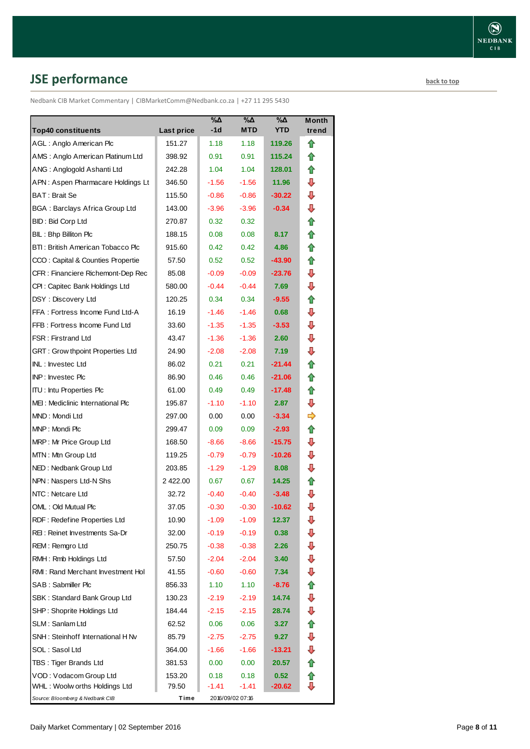## JSE performance

back to top

Nedbank CIB Market Commentary | CIBMarketComm@Nedbank.co.za | +27 11 295 5430

| Top40 constituents | Last price | %Δ -1d | %Δ MTD | %Δ YTD | Month trend |
|---|---|---|---|---|---|
| AGL : Anglo American Plc | 151.27 | 1.18 | 1.18 | 119.26 | ⇧ |
| AMS : Anglo American Platinum Ltd | 398.92 | 0.91 | 0.91 | 115.24 | ⇧ |
| ANG : Anglogold Ashanti Ltd | 242.28 | 1.04 | 1.04 | 128.01 | ⇧ |
| APN : Aspen Pharmacare Holdings Lt | 346.50 | -1.56 | -1.56 | 11.96 | ⇩ |
| BAT : Brait Se | 115.50 | -0.86 | -0.86 | -30.22 | ⇩ |
| BGA : Barclays Africa Group Ltd | 143.00 | -3.96 | -3.96 | -0.34 | ⇩ |
| BID : Bid Corp Ltd | 270.87 | 0.32 | 0.32 | | ⇧ |
| BIL : Bhp Billiton Plc | 188.15 | 0.08 | 0.08 | 8.17 | ⇧ |
| BTI : British American Tobacco Plc | 915.60 | 0.42 | 0.42 | 4.86 | ⇧ |
| CCO : Capital & Counties Propertie | 57.50 | 0.52 | 0.52 | -43.90 | ⇧ |
| CFR : Financiere Richemont-Dep Rec | 85.08 | -0.09 | -0.09 | -23.76 | ⇩ |
| CPI : Capitec Bank Holdings Ltd | 580.00 | -0.44 | -0.44 | 7.69 | ⇩ |
| DSY : Discovery Ltd | 120.25 | 0.34 | 0.34 | -9.55 | ⇧ |
| FFA : Fortress Income Fund Ltd-A | 16.19 | -1.46 | -1.46 | 0.68 | ⇩ |
| FFB : Fortress Income Fund Ltd | 33.60 | -1.35 | -1.35 | -3.53 | ⇩ |
| FSR : Firstrand Ltd | 43.47 | -1.36 | -1.36 | 2.60 | ⇩ |
| GRT : Growthpoint Properties Ltd | 24.90 | -2.08 | -2.08 | 7.19 | ⇩ |
| INL : Investec Ltd | 86.02 | 0.21 | 0.21 | -21.44 | ⇧ |
| INP : Investec Plc | 86.90 | 0.46 | 0.46 | -21.06 | ⇧ |
| ITU : Intu Properties Plc | 61.00 | 0.49 | 0.49 | -17.48 | ⇧ |
| MEI : Mediclinic International Plc | 195.87 | -1.10 | -1.10 | 2.87 | ⇩ |
| MND : Mondi Ltd | 297.00 | 0.00 | 0.00 | -3.34 | ⇨ |
| MNP : Mondi Plc | 299.47 | 0.09 | 0.09 | -2.93 | ⇧ |
| MRP : Mr Price Group Ltd | 168.50 | -8.66 | -8.66 | -15.75 | ⇩ |
| MTN : Mtn Group Ltd | 119.25 | -0.79 | -0.79 | -10.26 | ⇩ |
| NED : Nedbank Group Ltd | 203.85 | -1.29 | -1.29 | 8.08 | ⇩ |
| NPN : Naspers Ltd-N Shs | 2 422.00 | 0.67 | 0.67 | 14.25 | ⇧ |
| NTC : Netcare Ltd | 32.72 | -0.40 | -0.40 | -3.48 | ⇩ |
| OML : Old Mutual Plc | 37.05 | -0.30 | -0.30 | -10.62 | ⇩ |
| RDF : Redefine Properties Ltd | 10.90 | -1.09 | -1.09 | 12.37 | ⇩ |
| REI : Reinet Investments Sa-Dr | 32.00 | -0.19 | -0.19 | 0.38 | ⇩ |
| REM : Remgro Ltd | 250.75 | -0.38 | -0.38 | 2.26 | ⇩ |
| RMH : Rmb Holdings Ltd | 57.50 | -2.04 | -2.04 | 3.40 | ⇩ |
| RMI : Rand Merchant Investment Hol | 41.55 | -0.60 | -0.60 | 7.34 | ⇩ |
| SAB : Sabmiller Plc | 856.33 | 1.10 | 1.10 | -8.76 | ⇧ |
| SBK : Standard Bank Group Ltd | 130.23 | -2.19 | -2.19 | 14.74 | ⇩ |
| SHP : Shoprite Holdings Ltd | 184.44 | -2.15 | -2.15 | 28.74 | ⇩ |
| SLM : Sanlam Ltd | 62.52 | 0.06 | 0.06 | 3.27 | ⇧ |
| SNH : Steinhoff International H Nv | 85.79 | -2.75 | -2.75 | 9.27 | ⇩ |
| SOL : Sasol Ltd | 364.00 | -1.66 | -1.66 | -13.21 | ⇩ |
| TBS : Tiger Brands Ltd | 381.53 | 0.00 | 0.00 | 20.57 | ⇧ |
| VOD : Vodacom Group Ltd | 153.20 | 0.18 | 0.18 | 0.52 | ⇧ |
| WHL : Woolworths Holdings Ltd | 79.50 | -1.41 | -1.41 | -20.62 | ⇩ |

*Source: Bloomberg & Nedbank CIB* Time 2016/09/02 07:16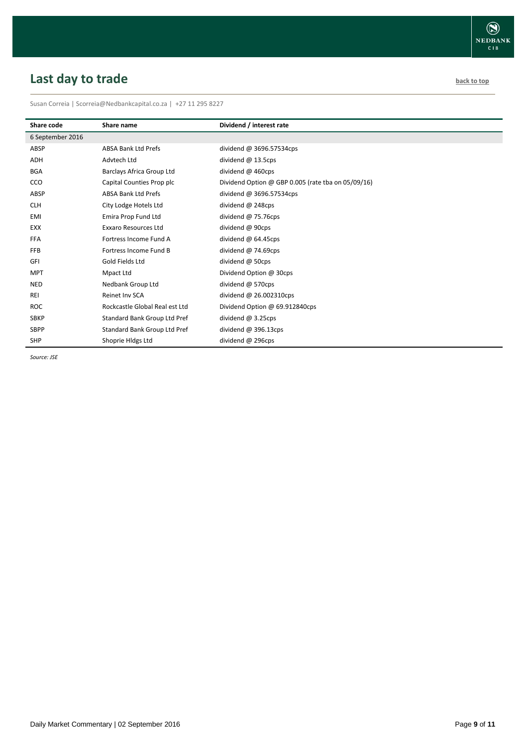## Last day to trade

back to top

Susan Correia | Scorreia@Nedbankcapital.co.za | +27 11 295 8227

| Share code | Share name | Dividend / interest rate |
|---|---|---|
| 6 September 2016 | | |
| ABSP | ABSA Bank Ltd Prefs | dividend @ 3696.57534cps |
| ADH | Advtech Ltd | dividend @ 13.5cps |
| BGA | Barclays Africa Group Ltd | dividend @ 460cps |
| CCO | Capital Counties Prop plc | Dividend Option @ GBP 0.005 (rate tba on 05/09/16) |
| ABSP | ABSA Bank Ltd Prefs | dividend @ 3696.57534cps |
| CLH | City Lodge Hotels Ltd | dividend @ 248cps |
| EMI | Emira Prop Fund Ltd | dividend @ 75.76cps |
| EXX | Exxaro Resources Ltd | dividend @ 90cps |
| FFA | Fortress Income Fund A | dividend @ 64.45cps |
| FFB | Fortress Income Fund B | dividend @ 74.69cps |
| GFI | Gold Fields Ltd | dividend @ 50cps |
| MPT | Mpact Ltd | Dividend Option @ 30cps |
| NED | Nedbank Group Ltd | dividend @ 570cps |
| REI | Reinet Inv SCA | dividend @ 26.002310cps |
| ROC | Rockcastle Global Real est Ltd | Dividend Option @ 69.912840cps |
| SBKP | Standard Bank Group Ltd Pref | dividend @ 3.25cps |
| SBPP | Standard Bank Group Ltd Pref | dividend @ 396.13cps |
| SHP | Shoprie Hldgs Ltd | dividend @ 296cps |

*Source: JSE*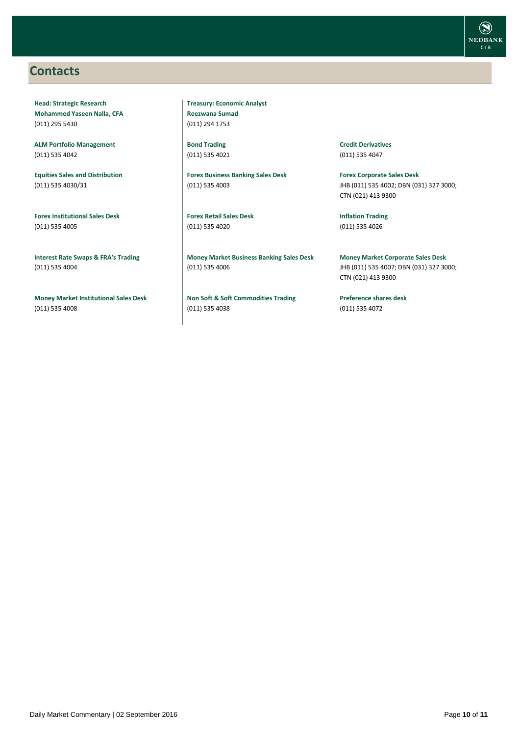## Contacts

**Head: Strategic Research**
**Mohammed Yaseen Nalla, CFA**
(011) 295 5430

**ALM Portfolio Management**
(011) 535 4042

**Equities Sales and Distribution**
(011) 535 4030/31

**Forex Institutional Sales Desk**
(011) 535 4005

**Interest Rate Swaps & FRA's Trading**
(011) 535 4004

**Money Market Institutional Sales Desk**
(011) 535 4008

**Treasury: Economic Analyst**
**Reezwana Sumad**
(011) 294 1753

**Bond Trading**
(011) 535 4021

**Forex Business Banking Sales Desk**
(011) 535 4003

**Forex Retail Sales Desk**
(011) 535 4020

**Money Market Business Banking Sales Desk**
(011) 535 4006

**Non Soft & Soft Commodities Trading**
(011) 535 4038

**Credit Derivatives**
(011) 535 4047

**Forex Corporate Sales Desk**
JHB (011) 535 4002; DBN (031) 327 3000; CTN (021) 413 9300

**Inflation Trading**
(011) 535 4026

**Money Market Corporate Sales Desk**
JHB (011) 535 4007; DBN (031) 327 3000; CTN (021) 413 9300

**Preference shares desk**
(011) 535 4072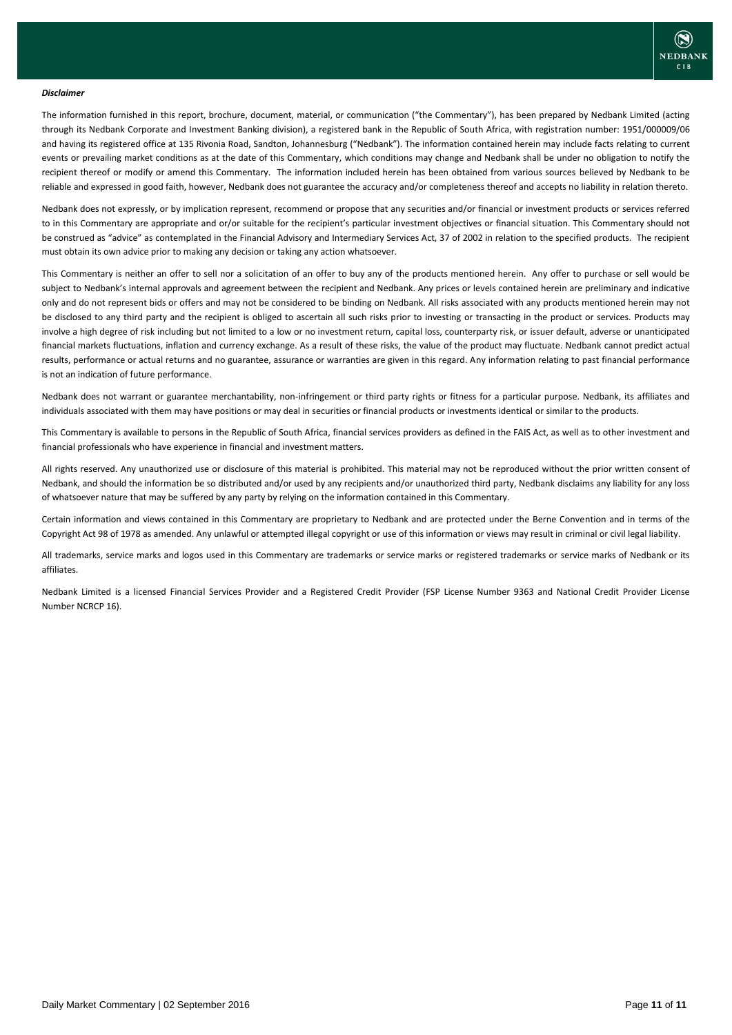***Disclaimer***

The information furnished in this report, brochure, document, material, or communication ("the Commentary"), has been prepared by Nedbank Limited (acting through its Nedbank Corporate and Investment Banking division), a registered bank in the Republic of South Africa, with registration number: 1951/000009/06 and having its registered office at 135 Rivonia Road, Sandton, Johannesburg ("Nedbank"). The information contained herein may include facts relating to current events or prevailing market conditions as at the date of this Commentary, which conditions may change and Nedbank shall be under no obligation to notify the recipient thereof or modify or amend this Commentary. The information included herein has been obtained from various sources believed by Nedbank to be reliable and expressed in good faith, however, Nedbank does not guarantee the accuracy and/or completeness thereof and accepts no liability in relation thereto.

Nedbank does not expressly, or by implication represent, recommend or propose that any securities and/or financial or investment products or services referred to in this Commentary are appropriate and or/or suitable for the recipient's particular investment objectives or financial situation. This Commentary should not be construed as "advice" as contemplated in the Financial Advisory and Intermediary Services Act, 37 of 2002 in relation to the specified products. The recipient must obtain its own advice prior to making any decision or taking any action whatsoever.

This Commentary is neither an offer to sell nor a solicitation of an offer to buy any of the products mentioned herein. Any offer to purchase or sell would be subject to Nedbank's internal approvals and agreement between the recipient and Nedbank. Any prices or levels contained herein are preliminary and indicative only and do not represent bids or offers and may not be considered to be binding on Nedbank. All risks associated with any products mentioned herein may not be disclosed to any third party and the recipient is obliged to ascertain all such risks prior to investing or transacting in the product or services. Products may involve a high degree of risk including but not limited to a low or no investment return, capital loss, counterparty risk, or issuer default, adverse or unanticipated financial markets fluctuations, inflation and currency exchange. As a result of these risks, the value of the product may fluctuate. Nedbank cannot predict actual results, performance or actual returns and no guarantee, assurance or warranties are given in this regard. Any information relating to past financial performance is not an indication of future performance.

Nedbank does not warrant or guarantee merchantability, non-infringement or third party rights or fitness for a particular purpose. Nedbank, its affiliates and individuals associated with them may have positions or may deal in securities or financial products or investments identical or similar to the products.

This Commentary is available to persons in the Republic of South Africa, financial services providers as defined in the FAIS Act, as well as to other investment and financial professionals who have experience in financial and investment matters.

All rights reserved. Any unauthorized use or disclosure of this material is prohibited. This material may not be reproduced without the prior written consent of Nedbank, and should the information be so distributed and/or used by any recipients and/or unauthorized third party, Nedbank disclaims any liability for any loss of whatsoever nature that may be suffered by any party by relying on the information contained in this Commentary.

Certain information and views contained in this Commentary are proprietary to Nedbank and are protected under the Berne Convention and in terms of the Copyright Act 98 of 1978 as amended. Any unlawful or attempted illegal copyright or use of this information or views may result in criminal or civil legal liability.

All trademarks, service marks and logos used in this Commentary are trademarks or service marks or registered trademarks or service marks of Nedbank or its affiliates.

Nedbank Limited is a licensed Financial Services Provider and a Registered Credit Provider (FSP License Number 9363 and National Credit Provider License Number NCRCP 16).